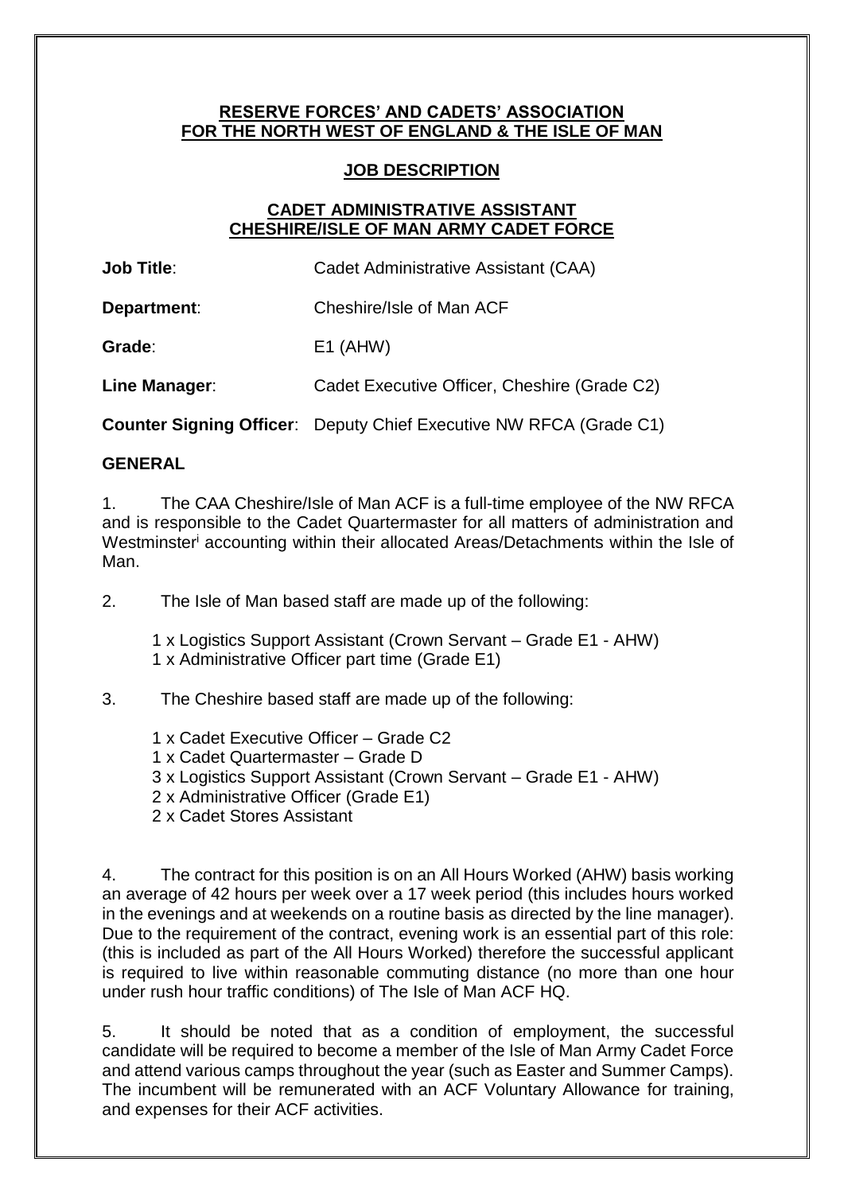**RESERVE FORCES' AND CADETS' ASSOCIATION**
**FOR THE NORTH WEST OF ENGLAND & THE ISLE OF MAN**

**JOB DESCRIPTION**

**CADET ADMINISTRATIVE ASSISTANT**
**CHESHIRE/ISLE OF MAN ARMY CADET FORCE**

**Job Title**: Cadet Administrative Assistant (CAA)

**Department**: Cheshire/Isle of Man ACF

**Grade**: E1 (AHW)

**Line Manager**: Cadet Executive Officer, Cheshire (Grade C2)

**Counter Signing Officer**: Deputy Chief Executive NW RFCA (Grade C1)

**GENERAL**

1. The CAA Cheshire/Isle of Man ACF is a full-time employee of the NW RFCA and is responsible to the Cadet Quartermaster for all matters of administration and Westminster[i] accounting within their allocated Areas/Detachments within the Isle of Man.

2. The Isle of Man based staff are made up of the following:

   1 x Logistics Support Assistant (Crown Servant – Grade E1 - AHW)
   1 x Administrative Officer part time (Grade E1)

3. The Cheshire based staff are made up of the following:

   1 x Cadet Executive Officer – Grade C2
   1 x Cadet Quartermaster – Grade D
   3 x Logistics Support Assistant (Crown Servant – Grade E1 - AHW)
   2 x Administrative Officer (Grade E1)
   2 x Cadet Stores Assistant

4. The contract for this position is on an All Hours Worked (AHW) basis working an average of 42 hours per week over a 17 week period (this includes hours worked in the evenings and at weekends on a routine basis as directed by the line manager). Due to the requirement of the contract, evening work is an essential part of this role: (this is included as part of the All Hours Worked) therefore the successful applicant is required to live within reasonable commuting distance (no more than one hour under rush hour traffic conditions) of The Isle of Man ACF HQ.

5. It should be noted that as a condition of employment, the successful candidate will be required to become a member of the Isle of Man Army Cadet Force and attend various camps throughout the year (such as Easter and Summer Camps). The incumbent will be remunerated with an ACF Voluntary Allowance for training, and expenses for their ACF activities.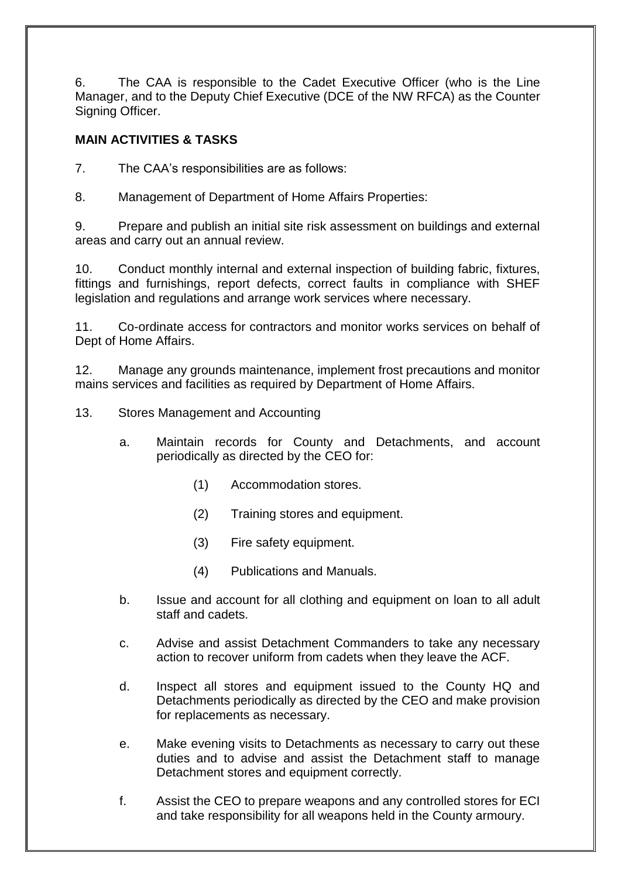6. The CAA is responsible to the Cadet Executive Officer (who is the Line Manager, and to the Deputy Chief Executive (DCE of the NW RFCA) as the Counter Signing Officer.

**MAIN ACTIVITIES & TASKS**

7. The CAA's responsibilities are as follows:

8. Management of Department of Home Affairs Properties:

9. Prepare and publish an initial site risk assessment on buildings and external areas and carry out an annual review.

10. Conduct monthly internal and external inspection of building fabric, fixtures, fittings and furnishings, report defects, correct faults in compliance with SHEF legislation and regulations and arrange work services where necessary.

11. Co-ordinate access for contractors and monitor works services on behalf of Dept of Home Affairs.

12. Manage any grounds maintenance, implement frost precautions and monitor mains services and facilities as required by Department of Home Affairs.

13. Stores Management and Accounting

  a. Maintain records for County and Detachments, and account periodically as directed by the CEO for:

    (1) Accommodation stores.

    (2) Training stores and equipment.

    (3) Fire safety equipment.

    (4) Publications and Manuals.

  b. Issue and account for all clothing and equipment on loan to all adult staff and cadets.

  c. Advise and assist Detachment Commanders to take any necessary action to recover uniform from cadets when they leave the ACF.

  d. Inspect all stores and equipment issued to the County HQ and Detachments periodically as directed by the CEO and make provision for replacements as necessary.

  e. Make evening visits to Detachments as necessary to carry out these duties and to advise and assist the Detachment staff to manage Detachment stores and equipment correctly.

  f. Assist the CEO to prepare weapons and any controlled stores for ECI and take responsibility for all weapons held in the County armoury.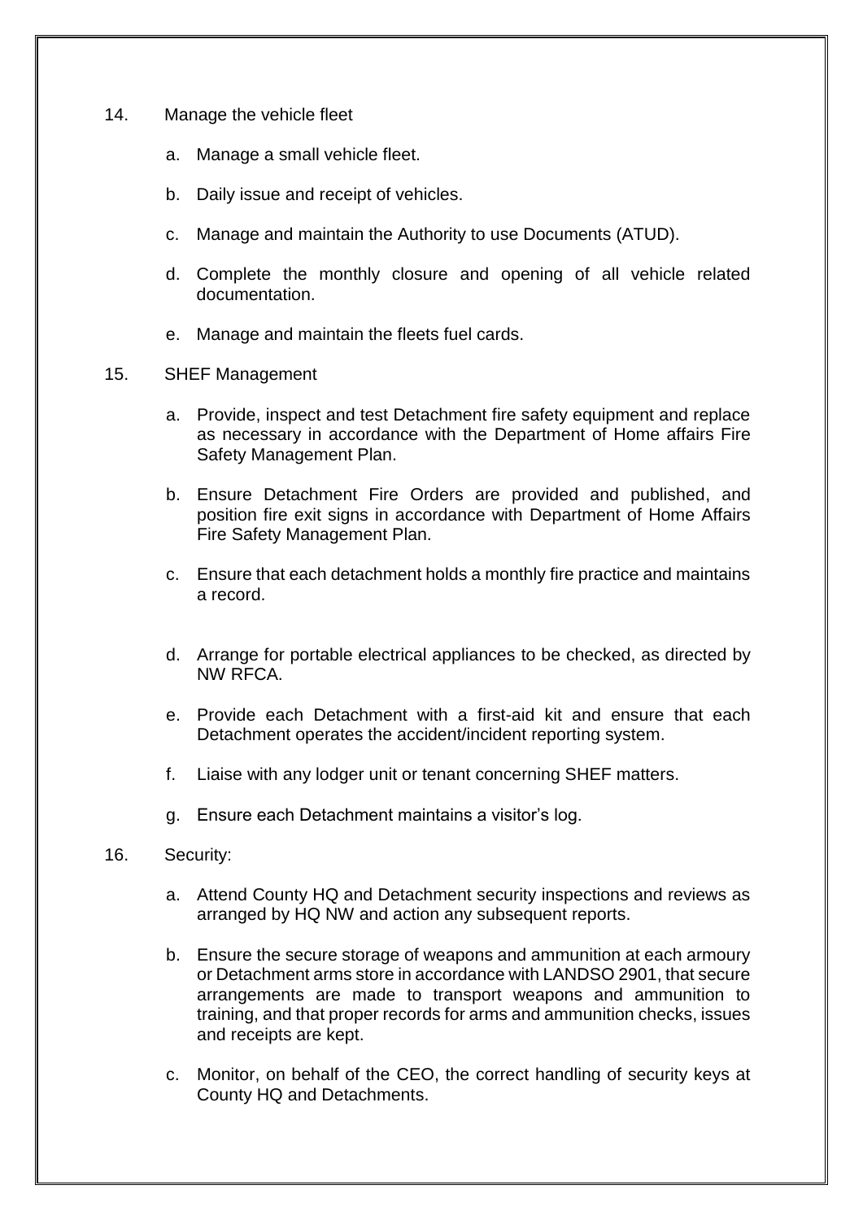14. Manage the vehicle fleet

    a. Manage a small vehicle fleet.

    b. Daily issue and receipt of vehicles.

    c. Manage and maintain the Authority to use Documents (ATUD).

    d. Complete the monthly closure and opening of all vehicle related documentation.

    e. Manage and maintain the fleets fuel cards.

15. SHEF Management

    a. Provide, inspect and test Detachment fire safety equipment and replace as necessary in accordance with the Department of Home affairs Fire Safety Management Plan.

    b. Ensure Detachment Fire Orders are provided and published, and position fire exit signs in accordance with Department of Home Affairs Fire Safety Management Plan.

    c. Ensure that each detachment holds a monthly fire practice and maintains a record.

    d. Arrange for portable electrical appliances to be checked, as directed by NW RFCA.

    e. Provide each Detachment with a first-aid kit and ensure that each Detachment operates the accident/incident reporting system.

    f. Liaise with any lodger unit or tenant concerning SHEF matters.

    g. Ensure each Detachment maintains a visitor's log.

16. Security:

    a. Attend County HQ and Detachment security inspections and reviews as arranged by HQ NW and action any subsequent reports.

    b. Ensure the secure storage of weapons and ammunition at each armoury or Detachment arms store in accordance with LANDSO 2901, that secure arrangements are made to transport weapons and ammunition to training, and that proper records for arms and ammunition checks, issues and receipts are kept.

    c. Monitor, on behalf of the CEO, the correct handling of security keys at County HQ and Detachments.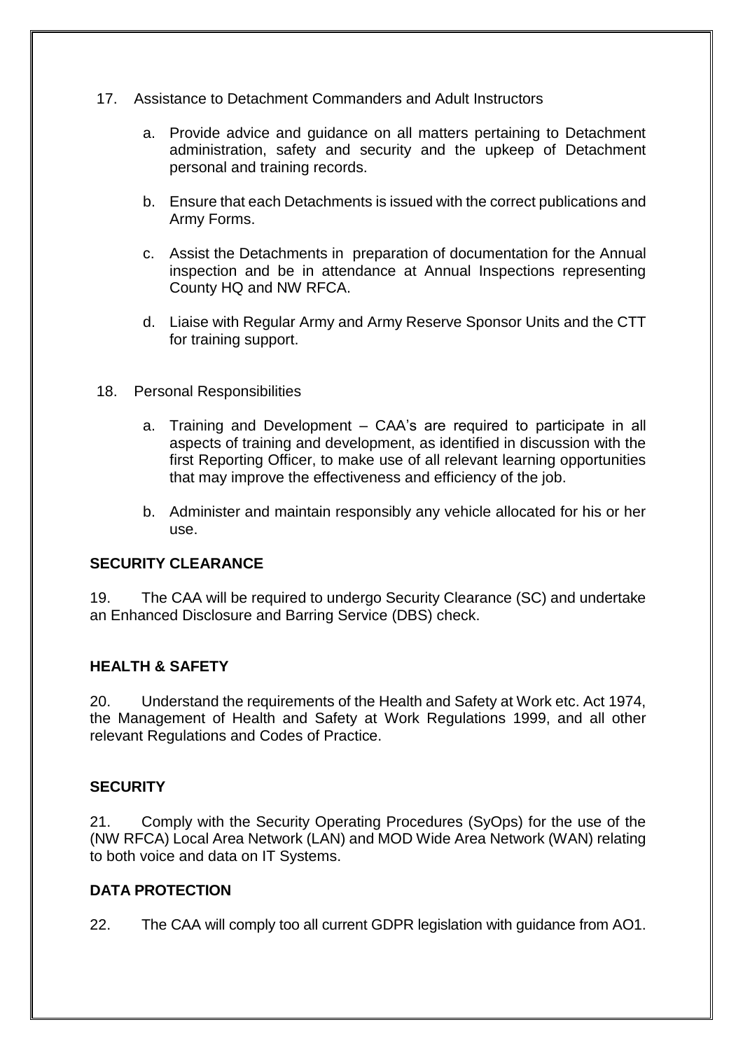17. Assistance to Detachment Commanders and Adult Instructors

    a. Provide advice and guidance on all matters pertaining to Detachment administration, safety and security and the upkeep of Detachment personal and training records.

    b. Ensure that each Detachments is issued with the correct publications and Army Forms.

    c. Assist the Detachments in preparation of documentation for the Annual inspection and be in attendance at Annual Inspections representing County HQ and NW RFCA.

    d. Liaise with Regular Army and Army Reserve Sponsor Units and the CTT for training support.

18. Personal Responsibilities

    a. Training and Development – CAA's are required to participate in all aspects of training and development, as identified in discussion with the first Reporting Officer, to make use of all relevant learning opportunities that may improve the effectiveness and efficiency of the job.

    b. Administer and maintain responsibly any vehicle allocated for his or her use.

**SECURITY CLEARANCE**

19. The CAA will be required to undergo Security Clearance (SC) and undertake an Enhanced Disclosure and Barring Service (DBS) check.

**HEALTH & SAFETY**

20. Understand the requirements of the Health and Safety at Work etc. Act 1974, the Management of Health and Safety at Work Regulations 1999, and all other relevant Regulations and Codes of Practice.

**SECURITY**

21. Comply with the Security Operating Procedures (SyOps) for the use of the (NW RFCA) Local Area Network (LAN) and MOD Wide Area Network (WAN) relating to both voice and data on IT Systems.

**DATA PROTECTION**

22. The CAA will comply too all current GDPR legislation with guidance from AO1.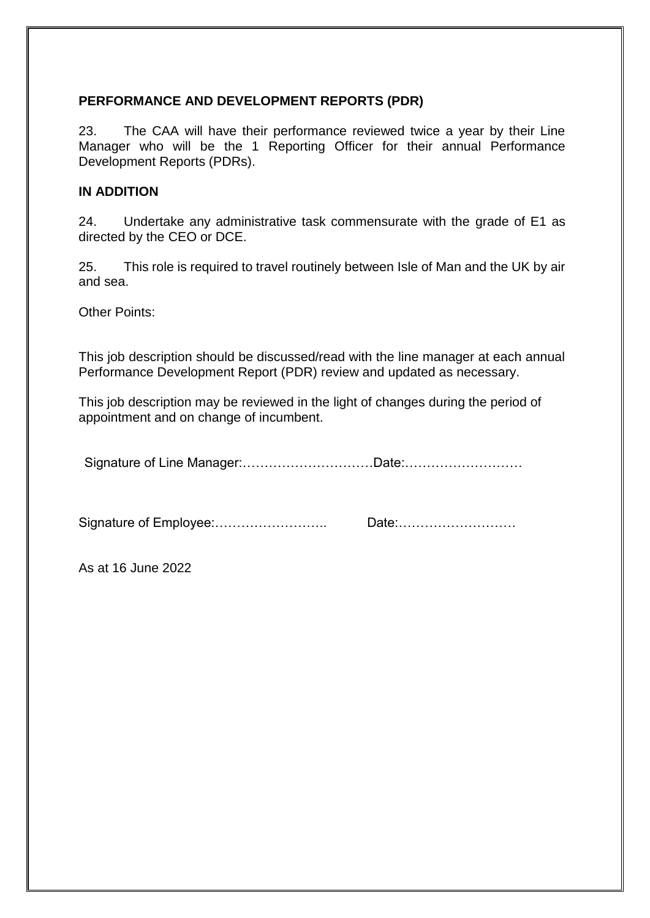**PERFORMANCE AND DEVELOPMENT REPORTS (PDR)**

23. The CAA will have their performance reviewed twice a year by their Line Manager who will be the 1 Reporting Officer for their annual Performance Development Reports (PDRs).

**IN ADDITION**

24. Undertake any administrative task commensurate with the grade of E1 as directed by the CEO or DCE.

25. This role is required to travel routinely between Isle of Man and the UK by air and sea.

Other Points:

This job description should be discussed/read with the line manager at each annual Performance Development Report (PDR) review and updated as necessary.

This job description may be reviewed in the light of changes during the period of appointment and on change of incumbent.

Signature of Line Manager:…………………………Date:………………………

Signature of Employee:…………………….. Date:………………………

As at 16 June 2022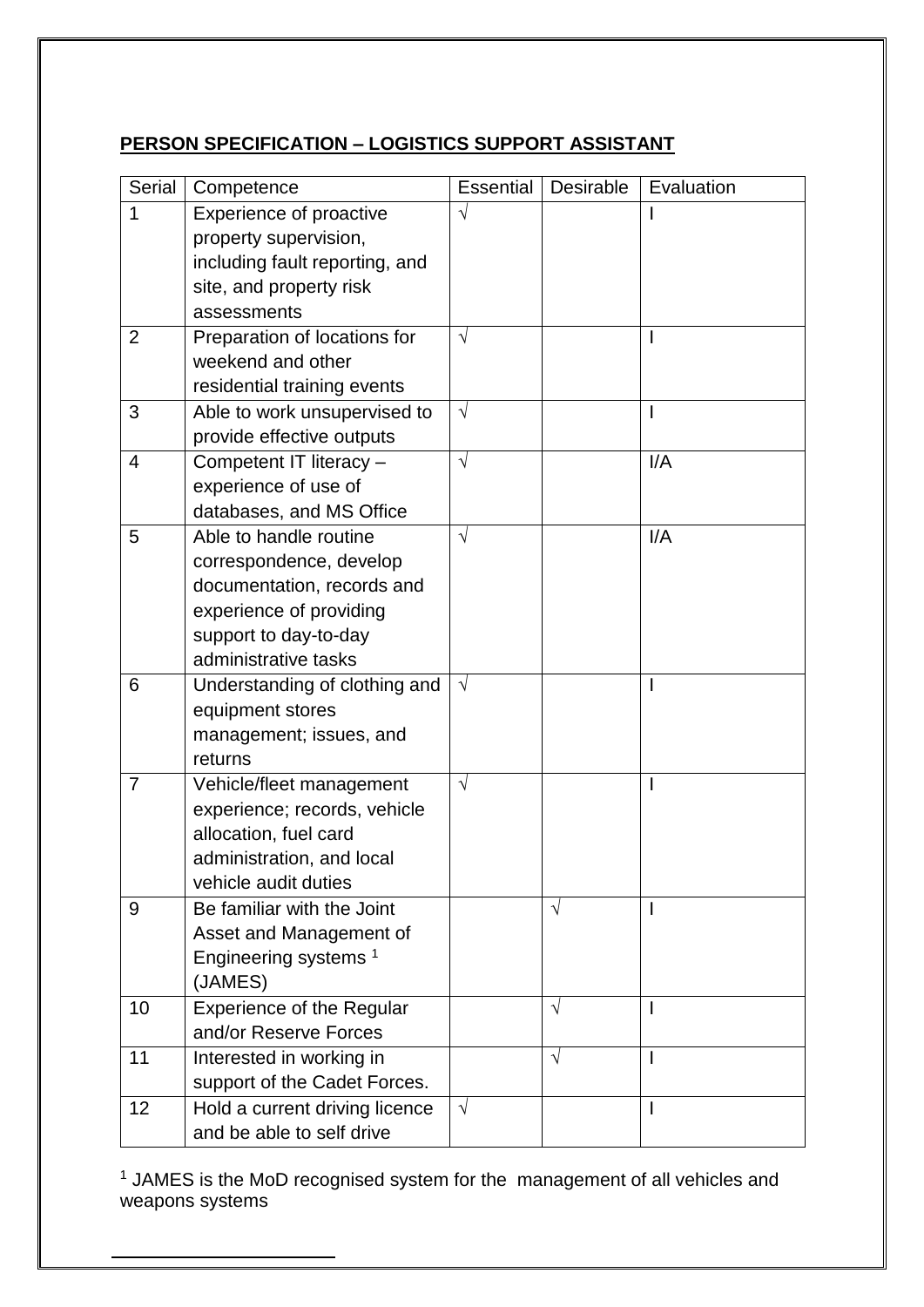**PERSON SPECIFICATION – LOGISTICS SUPPORT ASSISTANT**

| Serial | Competence | Essential | Desirable | Evaluation |
|---|---|---|---|---|
| 1 | Experience of proactive property supervision, including fault reporting, and site, and property risk assessments | √ | | I |
| 2 | Preparation of locations for weekend and other residential training events | √ | | I |
| 3 | Able to work unsupervised to provide effective outputs | √ | | I |
| 4 | Competent IT literacy – experience of use of databases, and MS Office | √ | | I/A |
| 5 | Able to handle routine correspondence, develop documentation, records and experience of providing support to day-to-day administrative tasks | √ | | I/A |
| 6 | Understanding of clothing and equipment stores management; issues, and returns | √ | | I |
| 7 | Vehicle/fleet management experience; records, vehicle allocation, fuel card administration, and local vehicle audit duties | √ | | I |
| 9 | Be familiar with the Joint Asset and Management of Engineering systems [1] (JAMES) | | √ | I |
| 10 | Experience of the Regular and/or Reserve Forces | | √ | I |
| 11 | Interested in working in support of the Cadet Forces. | | √ | I |
| 12 | Hold a current driving licence and be able to self drive | √ | | I |

[1] JAMES is the MoD recognised system for the management of all vehicles and weapons systems